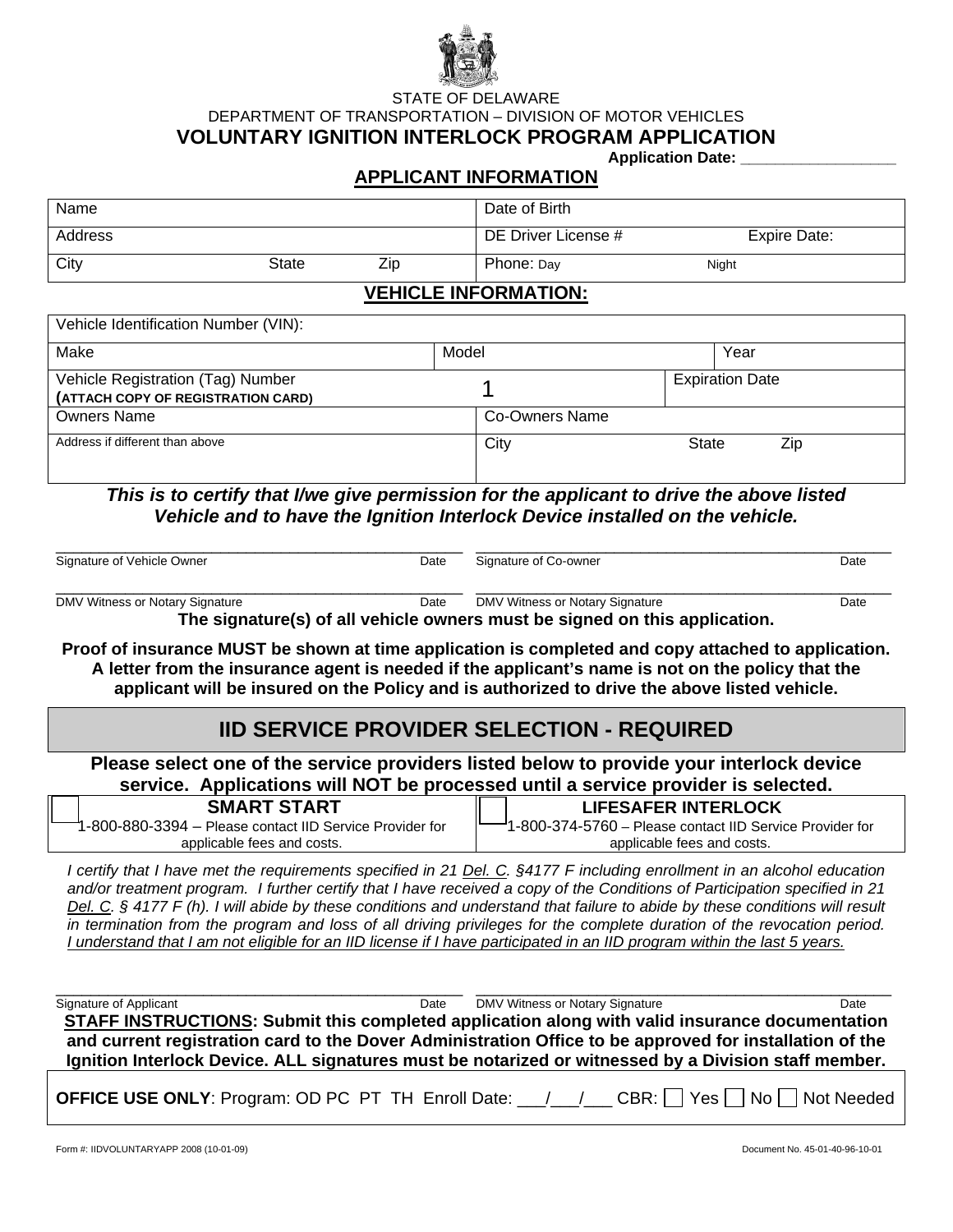STATE OF DELAWARE

DEPARTMENT OF TRANSPORTATION – DIVISION OF MOTOR VEHICLES

# VOLUNTARY IGNITION INTERLOCK PROGRAM APPLICATION

**Application Date: ______________**

## APPLICANT INFORMATION

| Name | | | Date of Birth | |
|---|---|---|---|---|
| Address | | | DE Driver License # | Expire Date: |
| City | State | Zip | Phone: Day | Night |

## VEHICLE INFORMATION:

| Vehicle Identification Number (VIN): | | | |
|---|---|---|---|
| Make | Model | | Year |
| Vehicle Registration (Tag) Number (ATTACH COPY OF REGISTRATION CARD) | 1 | | Expiration Date |
| Owners Name | Co-Owners Name | | |
| Address if different than above | City | State | Zip |

***This is to certify that I/we give permission for the applicant to drive the above listed Vehicle and to have the Ignition Interlock Device installed on the vehicle.***

______________________________ Signature of Vehicle Owner Date | ______________________________ Signature of Co-owner Date

______________________________ DMV Witness or Notary Signature Date | ______________________________ DMV Witness or Notary Signature Date

**The signature(s) of all vehicle owners must be signed on this application.**

**Proof of insurance MUST be shown at time application is completed and copy attached to application. A letter from the insurance agent is needed if the applicant's name is not on the policy that the applicant will be insured on the Policy and is authorized to drive the above listed vehicle.**

## IID SERVICE PROVIDER SELECTION - REQUIRED

**Please select one of the service providers listed below to provide your interlock device service. Applications will NOT be processed until a service provider is selected.**

| ☐ **SMART START** | ☐ **LIFESAFER INTERLOCK** |
|---|---|
| 1-800-880-3394 – Please contact IID Service Provider for applicable fees and costs. | 1-800-374-5760 – Please contact IID Service Provider for applicable fees and costs. |

*I certify that I have met the requirements specified in 21 Del. C. §4177 F including enrollment in an alcohol education and/or treatment program. I further certify that I have received a copy of the Conditions of Participation specified in 21 Del. C. § 4177 F (h). I will abide by these conditions and understand that failure to abide by these conditions will result in termination from the program and loss of all driving privileges for the complete duration of the revocation period. I understand that I am not eligible for an IID license if I have participated in an IID program within the last 5 years.*

______________________________ Signature of Applicant Date | ______________________________ DMV Witness or Notary Signature Date

**STAFF INSTRUCTIONS: Submit this completed application along with valid insurance documentation and current registration card to the Dover Administration Office to be approved for installation of the Ignition Interlock Device. ALL signatures must be notarized or witnessed by a Division staff member.**

**OFFICE USE ONLY**: Program: OD PC PT TH Enroll Date: ___/___/___ CBR: ☐ Yes ☐ No ☐ Not Needed

Form #: IIDVOLUNTARYAPP 2008 (10-01-09) Document No. 45-01-40-96-10-01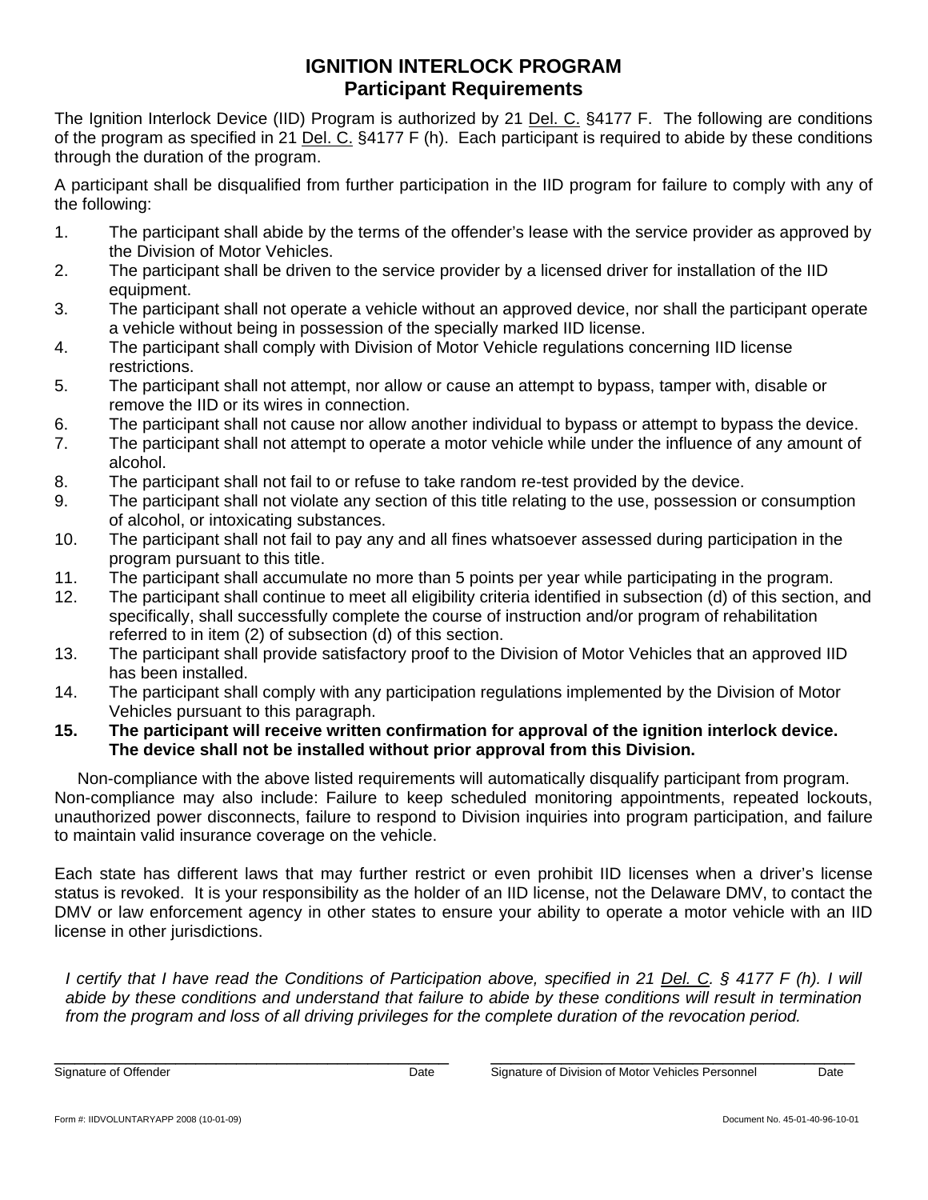# IGNITION INTERLOCK PROGRAM
## Participant Requirements

The Ignition Interlock Device (IID) Program is authorized by 21 Del. C. §4177 F. The following are conditions of the program as specified in 21 Del. C. §4177 F (h). Each participant is required to abide by these conditions through the duration of the program.

A participant shall be disqualified from further participation in the IID program for failure to comply with any of the following:

1. The participant shall abide by the terms of the offender's lease with the service provider as approved by the Division of Motor Vehicles.
2. The participant shall be driven to the service provider by a licensed driver for installation of the IID equipment.
3. The participant shall not operate a vehicle without an approved device, nor shall the participant operate a vehicle without being in possession of the specially marked IID license.
4. The participant shall comply with Division of Motor Vehicle regulations concerning IID license restrictions.
5. The participant shall not attempt, nor allow or cause an attempt to bypass, tamper with, disable or remove the IID or its wires in connection.
6. The participant shall not cause nor allow another individual to bypass or attempt to bypass the device.
7. The participant shall not attempt to operate a motor vehicle while under the influence of any amount of alcohol.
8. The participant shall not fail to or refuse to take random re-test provided by the device.
9. The participant shall not violate any section of this title relating to the use, possession or consumption of alcohol, or intoxicating substances.
10. The participant shall not fail to pay any and all fines whatsoever assessed during participation in the program pursuant to this title.
11. The participant shall accumulate no more than 5 points per year while participating in the program.
12. The participant shall continue to meet all eligibility criteria identified in subsection (d) of this section, and specifically, shall successfully complete the course of instruction and/or program of rehabilitation referred to in item (2) of subsection (d) of this section.
13. The participant shall provide satisfactory proof to the Division of Motor Vehicles that an approved IID has been installed.
14. The participant shall comply with any participation regulations implemented by the Division of Motor Vehicles pursuant to this paragraph.
15. **The participant will receive written confirmation for approval of the ignition interlock device. The device shall not be installed without prior approval from this Division.**

Non-compliance with the above listed requirements will automatically disqualify participant from program. Non-compliance may also include: Failure to keep scheduled monitoring appointments, repeated lockouts, unauthorized power disconnects, failure to respond to Division inquiries into program participation, and failure to maintain valid insurance coverage on the vehicle.

Each state has different laws that may further restrict or even prohibit IID licenses when a driver's license status is revoked. It is your responsibility as the holder of an IID license, not the Delaware DMV, to contact the DMV or law enforcement agency in other states to ensure your ability to operate a motor vehicle with an IID license in other jurisdictions.

*I certify that I have read the Conditions of Participation above, specified in 21 Del. C. § 4177 F (h). I will abide by these conditions and understand that failure to abide by these conditions will result in termination from the program and loss of all driving privileges for the complete duration of the revocation period.*

\_\_\_\_\_\_\_\_\_\_\_\_\_\_\_\_\_\_\_\_\_\_\_\_\_\_\_\_\_\_\_\_\_\_\_\_\_\_\_\_\_\_\_\_
Signature of Offender Date

\_\_\_\_\_\_\_\_\_\_\_\_\_\_\_\_\_\_\_\_\_\_\_\_\_\_\_\_\_\_\_\_\_\_\_\_\_\_\_\_\_\_\_\_
Signature of Division of Motor Vehicles Personnel Date

Form #: IIDVOLUNTARYAPP 2008 (10-01-09) Document No. 45-01-40-96-10-01